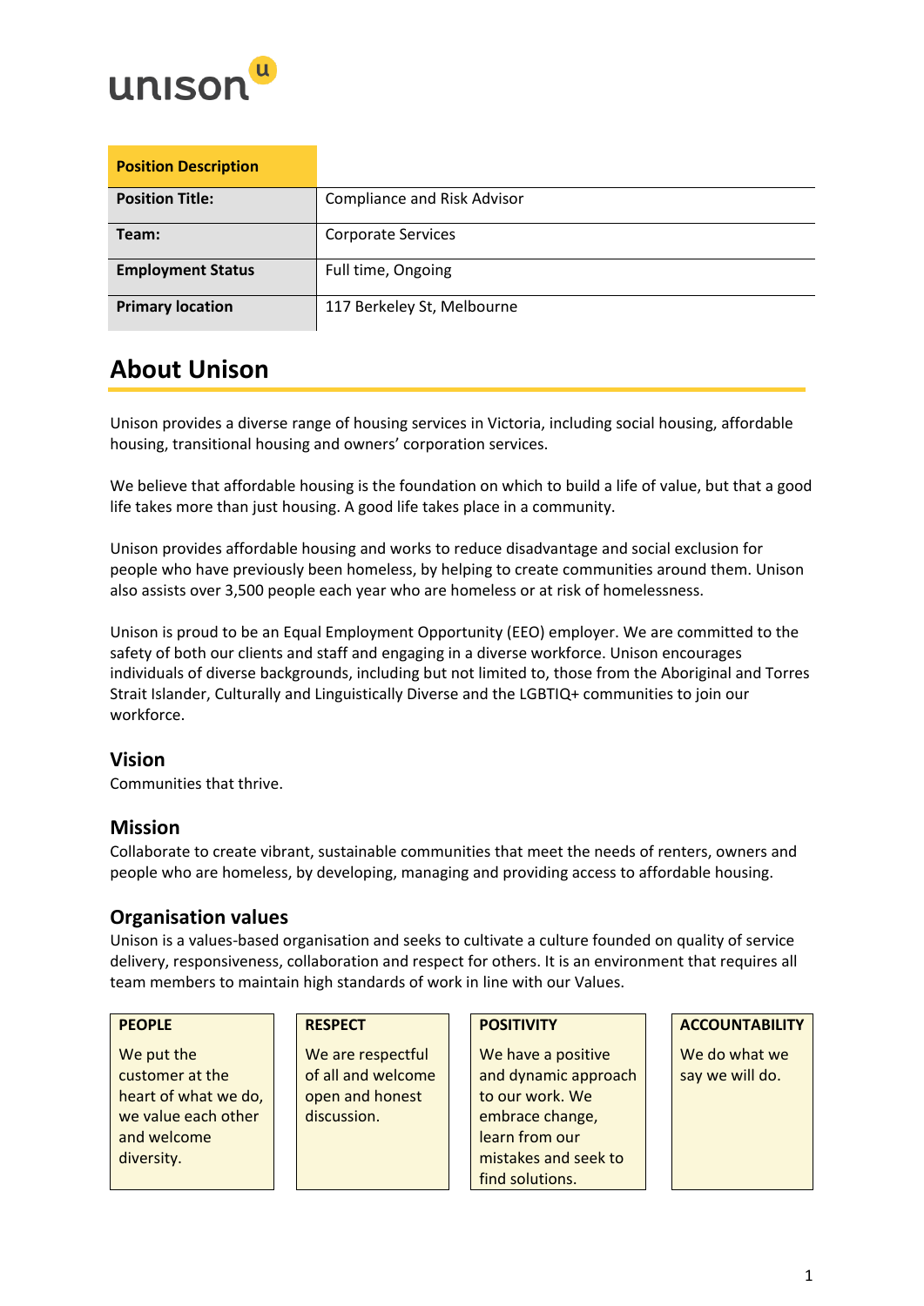unison

| Position Description | |
|---|---|
| **Position Title:** | Compliance and Risk Advisor |
| **Team:** | Corporate Services |
| **Employment Status** | Full time, Ongoing |
| **Primary location** | 117 Berkeley St, Melbourne |

# About Unison

Unison provides a diverse range of housing services in Victoria, including social housing, affordable housing, transitional housing and owners' corporation services.

We believe that affordable housing is the foundation on which to build a life of value, but that a good life takes more than just housing. A good life takes place in a community.

Unison provides affordable housing and works to reduce disadvantage and social exclusion for people who have previously been homeless, by helping to create communities around them. Unison also assists over 3,500 people each year who are homeless or at risk of homelessness.

Unison is proud to be an Equal Employment Opportunity (EEO) employer. We are committed to the safety of both our clients and staff and engaging in a diverse workforce. Unison encourages individuals of diverse backgrounds, including but not limited to, those from the Aboriginal and Torres Strait Islander, Culturally and Linguistically Diverse and the LGBTIQ+ communities to join our workforce.

## Vision

Communities that thrive.

## Mission

Collaborate to create vibrant, sustainable communities that meet the needs of renters, owners and people who are homeless, by developing, managing and providing access to affordable housing.

## Organisation values

Unison is a values-based organisation and seeks to cultivate a culture founded on quality of service delivery, responsiveness, collaboration and respect for others. It is an environment that requires all team members to maintain high standards of work in line with our Values.

| PEOPLE | RESPECT | POSITIVITY | ACCOUNTABILITY |
|---|---|---|---|
| We put the customer at the heart of what we do, we value each other and welcome diversity. | We are respectful of all and welcome open and honest discussion. | We have a positive and dynamic approach to our work. We embrace change, learn from our mistakes and seek to find solutions. | We do what we say we will do. |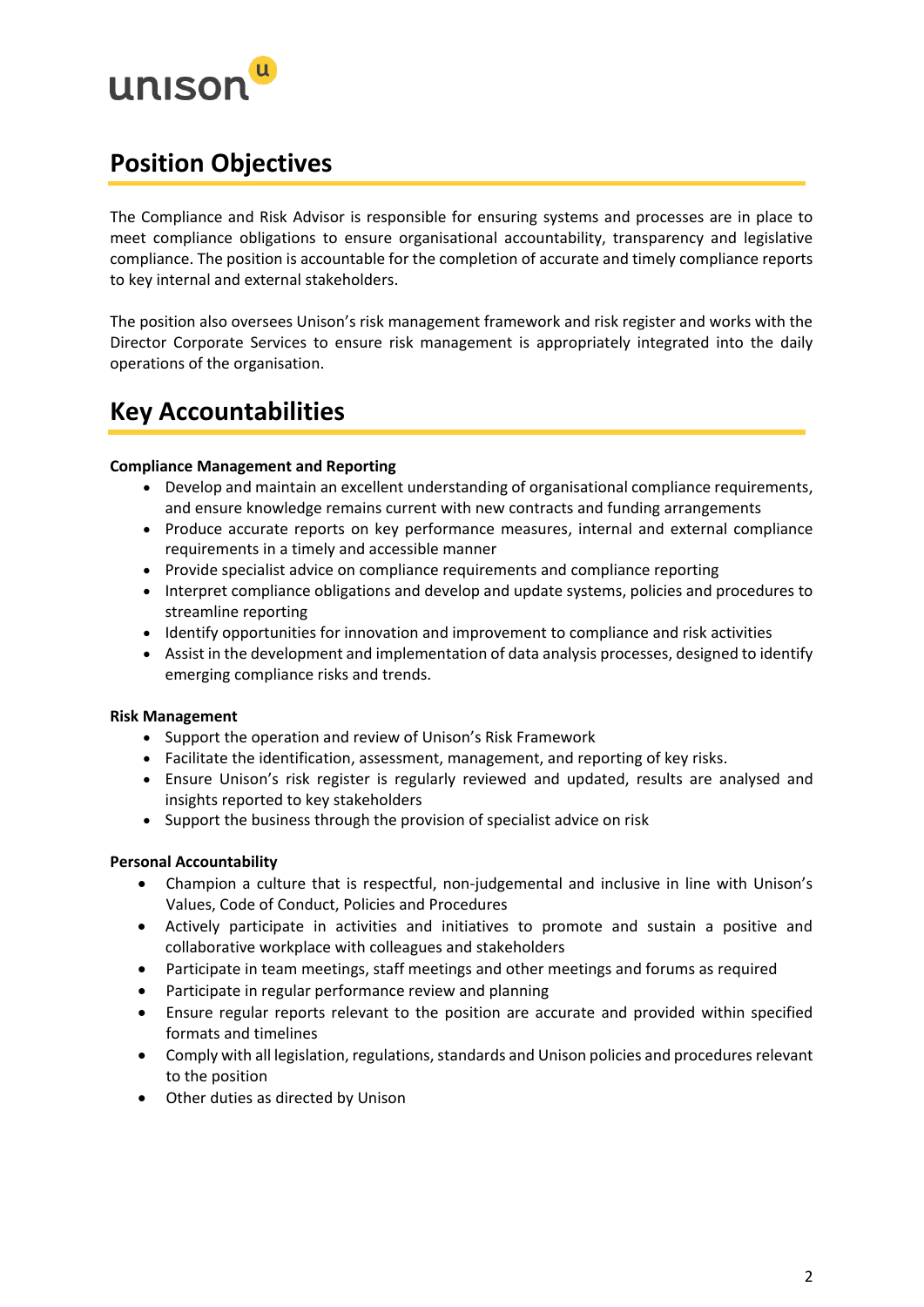## Position Objectives

The Compliance and Risk Advisor is responsible for ensuring systems and processes are in place to meet compliance obligations to ensure organisational accountability, transparency and legislative compliance. The position is accountable for the completion of accurate and timely compliance reports to key internal and external stakeholders.

The position also oversees Unison's risk management framework and risk register and works with the Director Corporate Services to ensure risk management is appropriately integrated into the daily operations of the organisation.

## Key Accountabilities

**Compliance Management and Reporting**

- Develop and maintain an excellent understanding of organisational compliance requirements, and ensure knowledge remains current with new contracts and funding arrangements
- Produce accurate reports on key performance measures, internal and external compliance requirements in a timely and accessible manner
- Provide specialist advice on compliance requirements and compliance reporting
- Interpret compliance obligations and develop and update systems, policies and procedures to streamline reporting
- Identify opportunities for innovation and improvement to compliance and risk activities
- Assist in the development and implementation of data analysis processes, designed to identify emerging compliance risks and trends.

**Risk Management**

- Support the operation and review of Unison's Risk Framework
- Facilitate the identification, assessment, management, and reporting of key risks.
- Ensure Unison's risk register is regularly reviewed and updated, results are analysed and insights reported to key stakeholders
- Support the business through the provision of specialist advice on risk

**Personal Accountability**

- Champion a culture that is respectful, non-judgemental and inclusive in line with Unison's Values, Code of Conduct, Policies and Procedures
- Actively participate in activities and initiatives to promote and sustain a positive and collaborative workplace with colleagues and stakeholders
- Participate in team meetings, staff meetings and other meetings and forums as required
- Participate in regular performance review and planning
- Ensure regular reports relevant to the position are accurate and provided within specified formats and timelines
- Comply with all legislation, regulations, standards and Unison policies and procedures relevant to the position
- Other duties as directed by Unison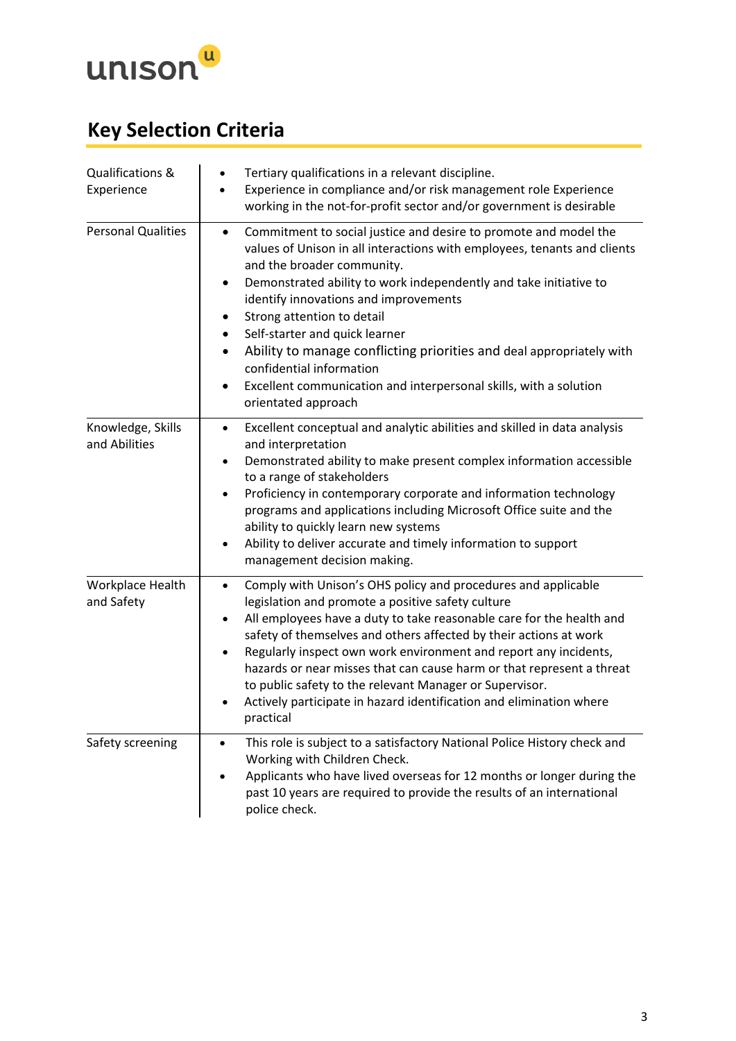## Key Selection Criteria

| | |
|---|---|
| Qualifications & Experience | • Tertiary qualifications in a relevant discipline.<br>• Experience in compliance and/or risk management role Experience working in the not-for-profit sector and/or government is desirable |
| Personal Qualities | • Commitment to social justice and desire to promote and model the values of Unison in all interactions with employees, tenants and clients and the broader community.<br>• Demonstrated ability to work independently and take initiative to identify innovations and improvements<br>• Strong attention to detail<br>• Self-starter and quick learner<br>• Ability to manage conflicting priorities and deal appropriately with confidential information<br>• Excellent communication and interpersonal skills, with a solution orientated approach |
| Knowledge, Skills and Abilities | • Excellent conceptual and analytic abilities and skilled in data analysis and interpretation<br>• Demonstrated ability to make present complex information accessible to a range of stakeholders<br>• Proficiency in contemporary corporate and information technology programs and applications including Microsoft Office suite and the ability to quickly learn new systems<br>• Ability to deliver accurate and timely information to support management decision making. |
| Workplace Health and Safety | • Comply with Unison's OHS policy and procedures and applicable legislation and promote a positive safety culture<br>• All employees have a duty to take reasonable care for the health and safety of themselves and others affected by their actions at work<br>• Regularly inspect own work environment and report any incidents, hazards or near misses that can cause harm or that represent a threat to public safety to the relevant Manager or Supervisor.<br>• Actively participate in hazard identification and elimination where practical |
| Safety screening | • This role is subject to a satisfactory National Police History check and Working with Children Check.<br>• Applicants who have lived overseas for 12 months or longer during the past 10 years are required to provide the results of an international police check. |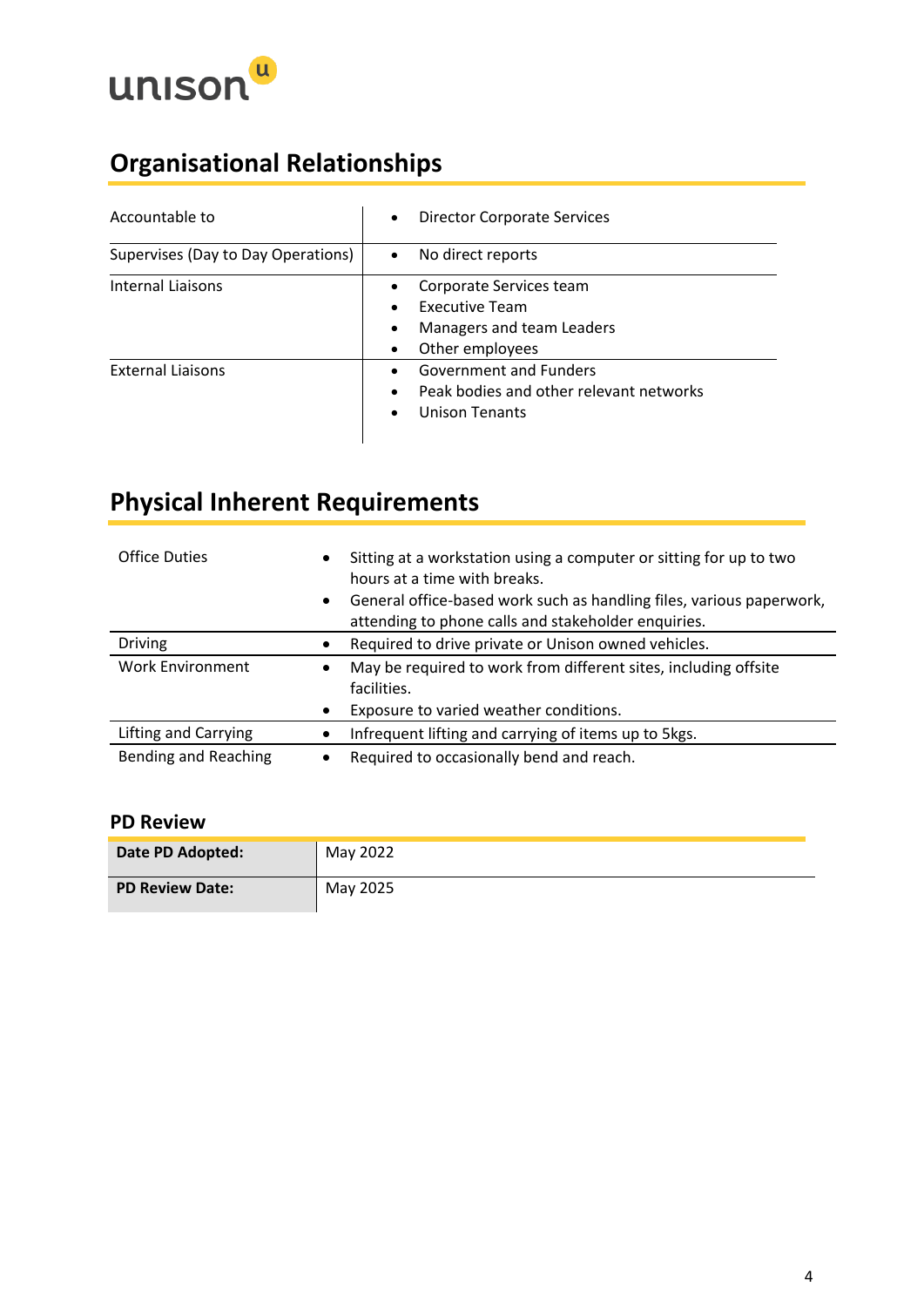## Organisational Relationships

| | |
|---|---|
| Accountable to | • Director Corporate Services |
| Supervises (Day to Day Operations) | • No direct reports |
| Internal Liaisons | • Corporate Services team<br>• Executive Team<br>• Managers and team Leaders<br>• Other employees |
| External Liaisons | • Government and Funders<br>• Peak bodies and other relevant networks<br>• Unison Tenants |

## Physical Inherent Requirements

| | |
|---|---|
| Office Duties | • Sitting at a workstation using a computer or sitting for up to two hours at a time with breaks.<br>• General office-based work such as handling files, various paperwork, attending to phone calls and stakeholder enquiries. |
| Driving | • Required to drive private or Unison owned vehicles. |
| Work Environment | • May be required to work from different sites, including offsite facilities.<br>• Exposure to varied weather conditions. |
| Lifting and Carrying | • Infrequent lifting and carrying of items up to 5kgs. |
| Bending and Reaching | • Required to occasionally bend and reach. |

### PD Review

| | |
|---|---|
| **Date PD Adopted:** | May 2022 |
| **PD Review Date:** | May 2025 |